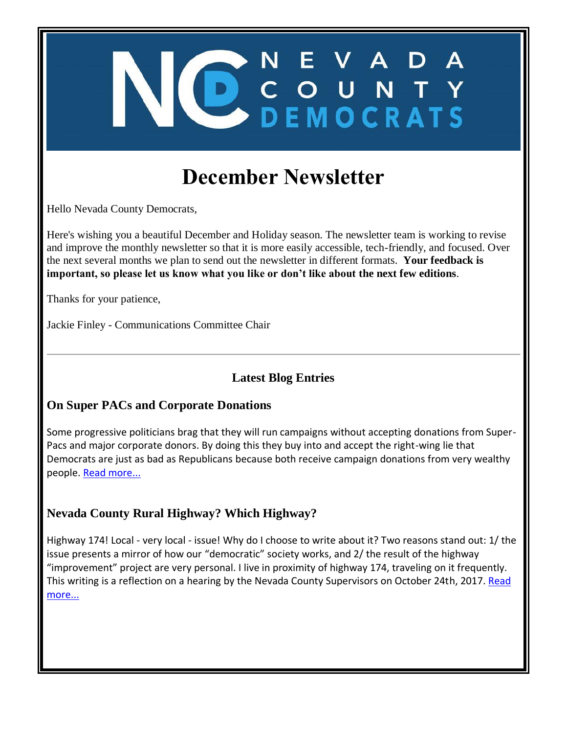NEVADA COUNTY DEMOCRATS

# December Newsletter

Hello Nevada County Democrats,

Here's wishing you a beautiful December and Holiday season. The newsletter team is working to revise and improve the monthly newsletter so that it is more easily accessible, tech-friendly, and focused. Over the next several months we plan to send out the newsletter in different formats. **Your feedback is important, so please let us know what you like or don't like about the next few editions**.

Thanks for your patience,

Jackie Finley - Communications Committee Chair

---

## Latest Blog Entries

### On Super PACs and Corporate Donations

Some progressive politicians brag that they will run campaigns without accepting donations from Super-Pacs and major corporate donors. By doing this they buy into and accept the right-wing lie that Democrats are just as bad as Republicans because both receive campaign donations from very wealthy people. Read more...

### Nevada County Rural Highway? Which Highway?

Highway 174! Local - very local - issue! Why do I choose to write about it? Two reasons stand out: 1/ the issue presents a mirror of how our "democratic" society works, and 2/ the result of the highway "improvement" project are very personal. I live in proximity of highway 174, traveling on it frequently. This writing is a reflection on a hearing by the Nevada County Supervisors on October 24th, 2017. Read more...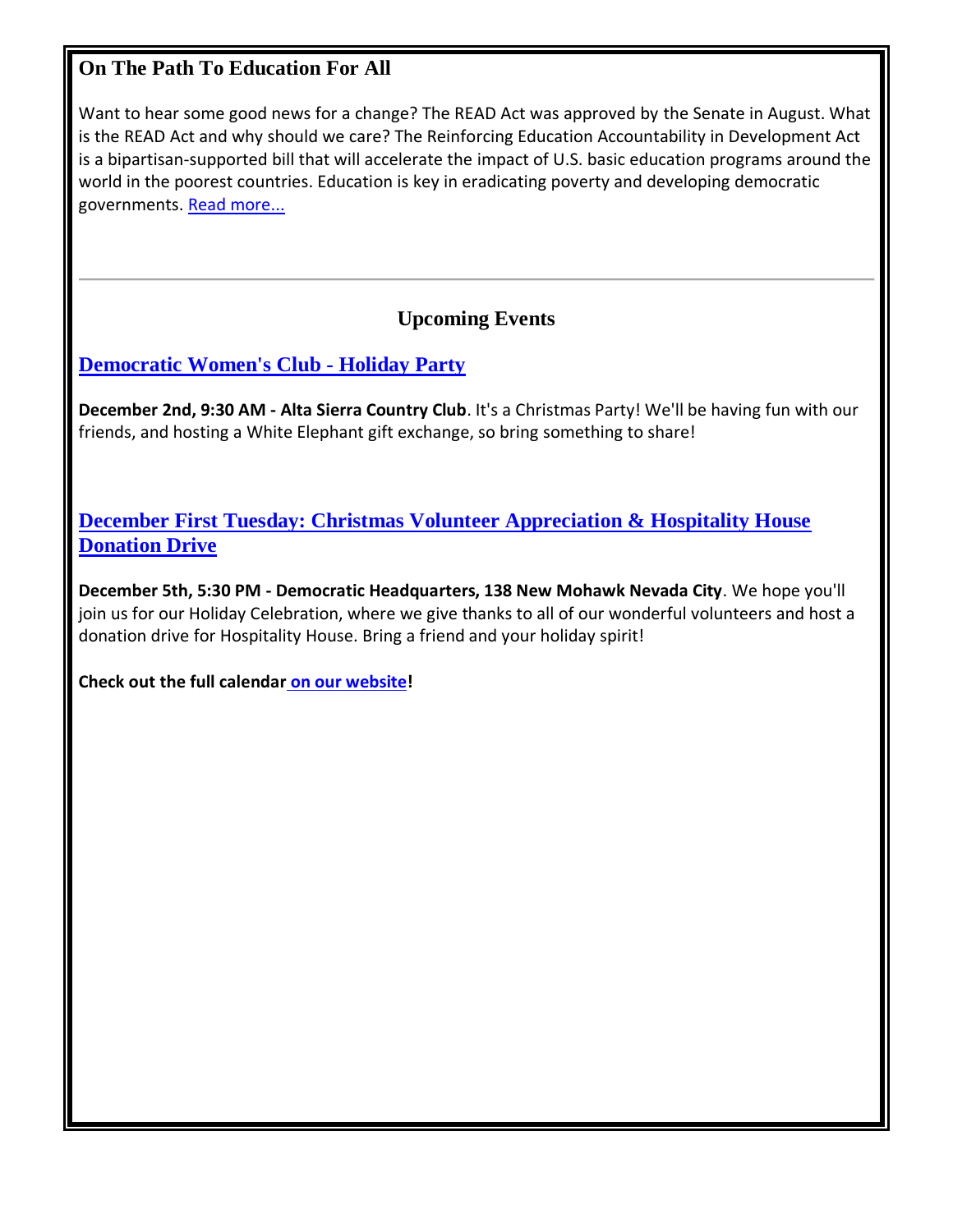## On The Path To Education For All

Want to hear some good news for a change? The READ Act was approved by the Senate in August. What is the READ Act and why should we care? The Reinforcing Education Accountability in Development Act is a bipartisan-supported bill that will accelerate the impact of U.S. basic education programs around the world in the poorest countries. Education is key in eradicating poverty and developing democratic governments. Read more...

---

## Upcoming Events

### Democratic Women's Club - Holiday Party

**December 2nd, 9:30 AM - Alta Sierra Country Club**. It's a Christmas Party! We'll be having fun with our friends, and hosting a White Elephant gift exchange, so bring something to share!

### December First Tuesday: Christmas Volunteer Appreciation & Hospitality House Donation Drive

**December 5th, 5:30 PM - Democratic Headquarters, 138 New Mohawk Nevada City**. We hope you'll join us for our Holiday Celebration, where we give thanks to all of our wonderful volunteers and host a donation drive for Hospitality House. Bring a friend and your holiday spirit!

**Check out the full calendar on our website!**